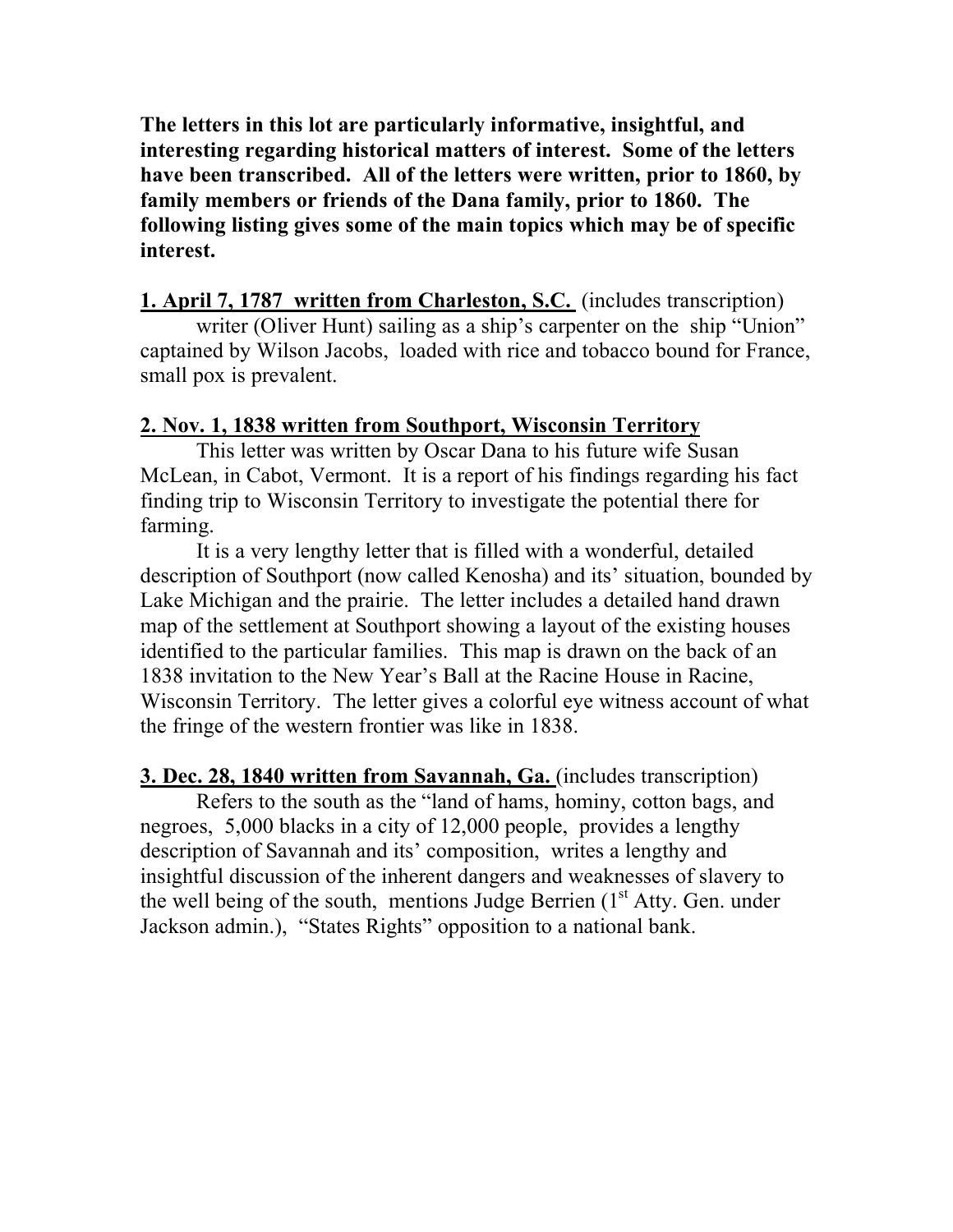**The letters in this lot are particularly informative, insightful, and interesting regarding historical matters of interest. Some of the letters have been transcribed. All of the letters were written, prior to 1860, by family members or friends of the Dana family, prior to 1860. The following listing gives some of the main topics which may be of specific interest.**

**<u>1. April 7, 1787 written from Charleston, S.C.</u>** (includes transcription)

writer (Oliver Hunt) sailing as a ship's carpenter on the ship "Union" captained by Wilson Jacobs, loaded with rice and tobacco bound for France, small pox is prevalent.

**<u>2. Nov. 1, 1838 written from Southport, Wisconsin Territory</u>**

This letter was written by Oscar Dana to his future wife Susan McLean, in Cabot, Vermont. It is a report of his findings regarding his fact finding trip to Wisconsin Territory to investigate the potential there for farming.

It is a very lengthy letter that is filled with a wonderful, detailed description of Southport (now called Kenosha) and its' situation, bounded by Lake Michigan and the prairie. The letter includes a detailed hand drawn map of the settlement at Southport showing a layout of the existing houses identified to the particular families. This map is drawn on the back of an 1838 invitation to the New Year's Ball at the Racine House in Racine, Wisconsin Territory. The letter gives a colorful eye witness account of what the fringe of the western frontier was like in 1838.

**<u>3. Dec. 28, 1840 written from Savannah, Ga.</u>** (includes transcription)

Refers to the south as the "land of hams, hominy, cotton bags, and negroes, 5,000 blacks in a city of 12,000 people, provides a lengthy description of Savannah and its' composition, writes a lengthy and insightful discussion of the inherent dangers and weaknesses of slavery to the well being of the south, mentions Judge Berrien (1st Atty. Gen. under Jackson admin.), "States Rights" opposition to a national bank.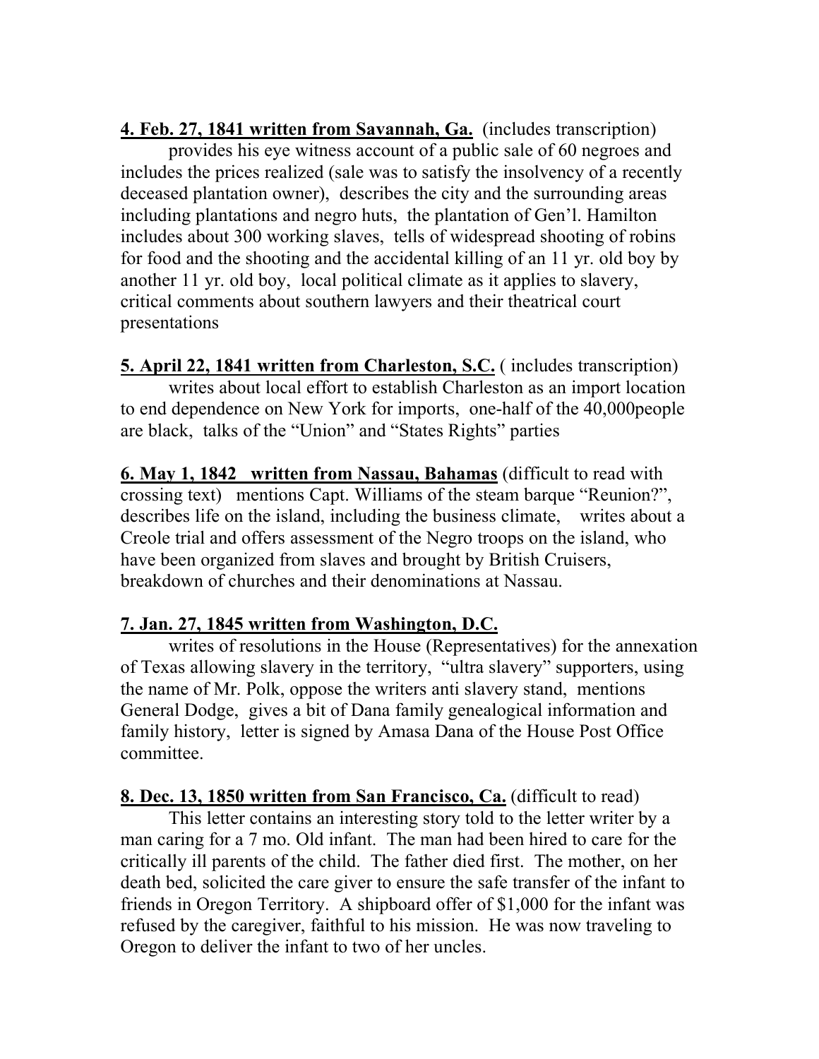**4. Feb. 27, 1841 written from Savannah, Ga.** (includes transcription)

provides his eye witness account of a public sale of 60 negroes and includes the prices realized (sale was to satisfy the insolvency of a recently deceased plantation owner), describes the city and the surrounding areas including plantations and negro huts, the plantation of Gen'l. Hamilton includes about 300 working slaves, tells of widespread shooting of robins for food and the shooting and the accidental killing of an 11 yr. old boy by another 11 yr. old boy, local political climate as it applies to slavery, critical comments about southern lawyers and their theatrical court presentations

**5. April 22, 1841 written from Charleston, S.C.** ( includes transcription)

writes about local effort to establish Charleston as an import location to end dependence on New York for imports, one-half of the 40,000people are black, talks of the "Union" and "States Rights" parties

**6. May 1, 1842 written from Nassau, Bahamas** (difficult to read with crossing text) mentions Capt. Williams of the steam barque "Reunion?", describes life on the island, including the business climate, writes about a Creole trial and offers assessment of the Negro troops on the island, who have been organized from slaves and brought by British Cruisers, breakdown of churches and their denominations at Nassau.

**7. Jan. 27, 1845 written from Washington, D.C.**

writes of resolutions in the House (Representatives) for the annexation of Texas allowing slavery in the territory, "ultra slavery" supporters, using the name of Mr. Polk, oppose the writers anti slavery stand, mentions General Dodge, gives a bit of Dana family genealogical information and family history, letter is signed by Amasa Dana of the House Post Office committee.

**8. Dec. 13, 1850 written from San Francisco, Ca.** (difficult to read)

This letter contains an interesting story told to the letter writer by a man caring for a 7 mo. Old infant. The man had been hired to care for the critically ill parents of the child. The father died first. The mother, on her death bed, solicited the care giver to ensure the safe transfer of the infant to friends in Oregon Territory. A shipboard offer of $1,000 for the infant was refused by the caregiver, faithful to his mission. He was now traveling to Oregon to deliver the infant to two of her uncles.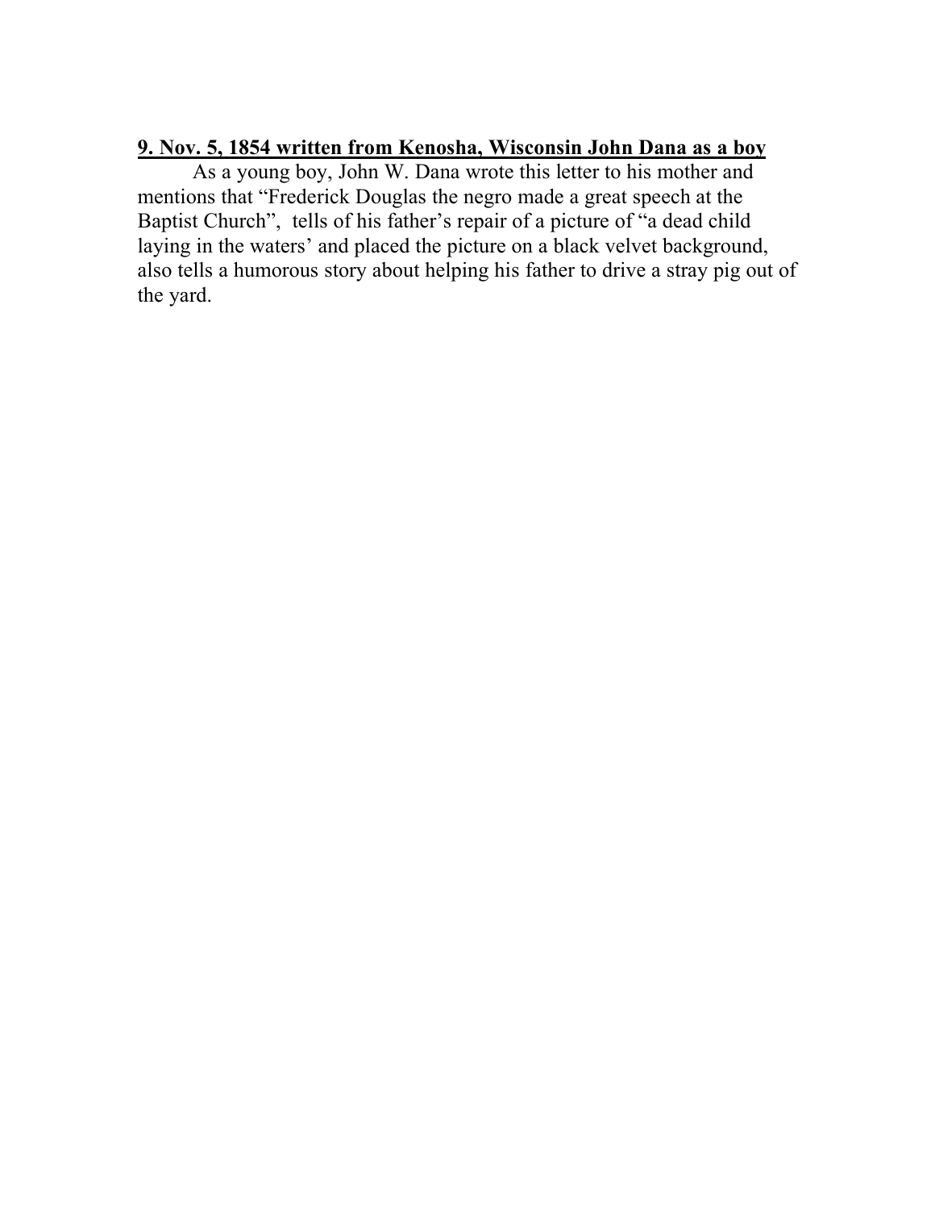**<u>9. Nov. 5, 1854 written from Kenosha, Wisconsin John Dana as a boy</u>**

As a young boy, John W. Dana wrote this letter to his mother and mentions that "Frederick Douglas the negro made a great speech at the Baptist Church", tells of his father's repair of a picture of "a dead child laying in the waters' and placed the picture on a black velvet background, also tells a humorous story about helping his father to drive a stray pig out of the yard.